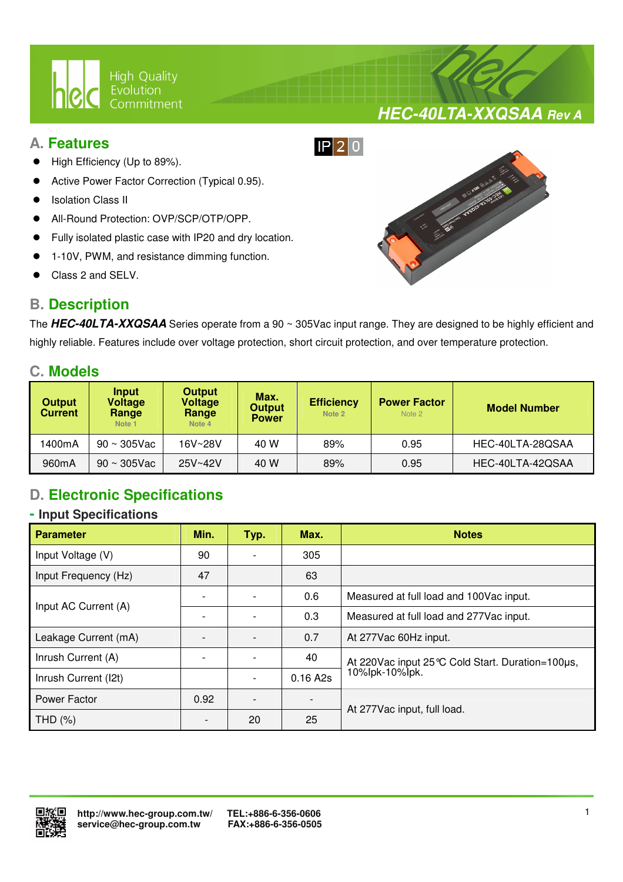# HEC-40LTA-XXQSAA Rev A

## A. Features

IP20

- High Efficiency (Up to 89%).
- Active Power Factor Correction (Typical 0.95).
- Isolation Class II
- All-Round Protection: OVP/SCP/OTP/OPP.
- Fully isolated plastic case with IP20 and dry location.
- 1-10V, PWM, and resistance dimming function.
- Class 2 and SELV.

## B. Description

The ***HEC-40LTA-XXQSAA*** Series operate from a 90 ~ 305Vac input range. They are designed to be highly efficient and highly reliable. Features include over voltage protection, short circuit protection, and over temperature protection.

## C. Models

| Output Current | Input Voltage Range Note 1 | Output Voltage Range Note 4 | Max. Output Power | Efficiency Note 2 | Power Factor Note 2 | Model Number |
|---|---|---|---|---|---|---|
| 1400mA | 90 ~ 305Vac | 16V~28V | 40 W | 89% | 0.95 | HEC-40LTA-28QSAA |
| 960mA | 90 ~ 305Vac | 25V~42V | 40 W | 89% | 0.95 | HEC-40LTA-42QSAA |

## D. Electronic Specifications

### - Input Specifications

| Parameter | Min. | Typ. | Max. | Notes |
|---|---|---|---|---|
| Input Voltage (V) | 90 | - | 305 | |
| Input Frequency (Hz) | 47 | | 63 | |
| Input AC Current (A) | - | - | 0.6 | Measured at full load and 100Vac input. |
| | - | - | 0.3 | Measured at full load and 277Vac input. |
| Leakage Current (mA) | - | - | 0.7 | At 277Vac 60Hz input. |
| Inrush Current (A) | - | - | 40 | At 220Vac input 25℃ Cold Start. Duration=100μs, 10%Ipk-10%Ipk. |
| Inrush Current (I2t) | | - | 0.16 A2s | |
| Power Factor | 0.92 | - | - | At 277Vac input, full load. |
| THD (%) | - | 20 | 25 | |

http://www.hec-group.com.tw/
service@hec-group.com.tw
TEL:+886-6-356-0606
FAX:+886-6-356-0505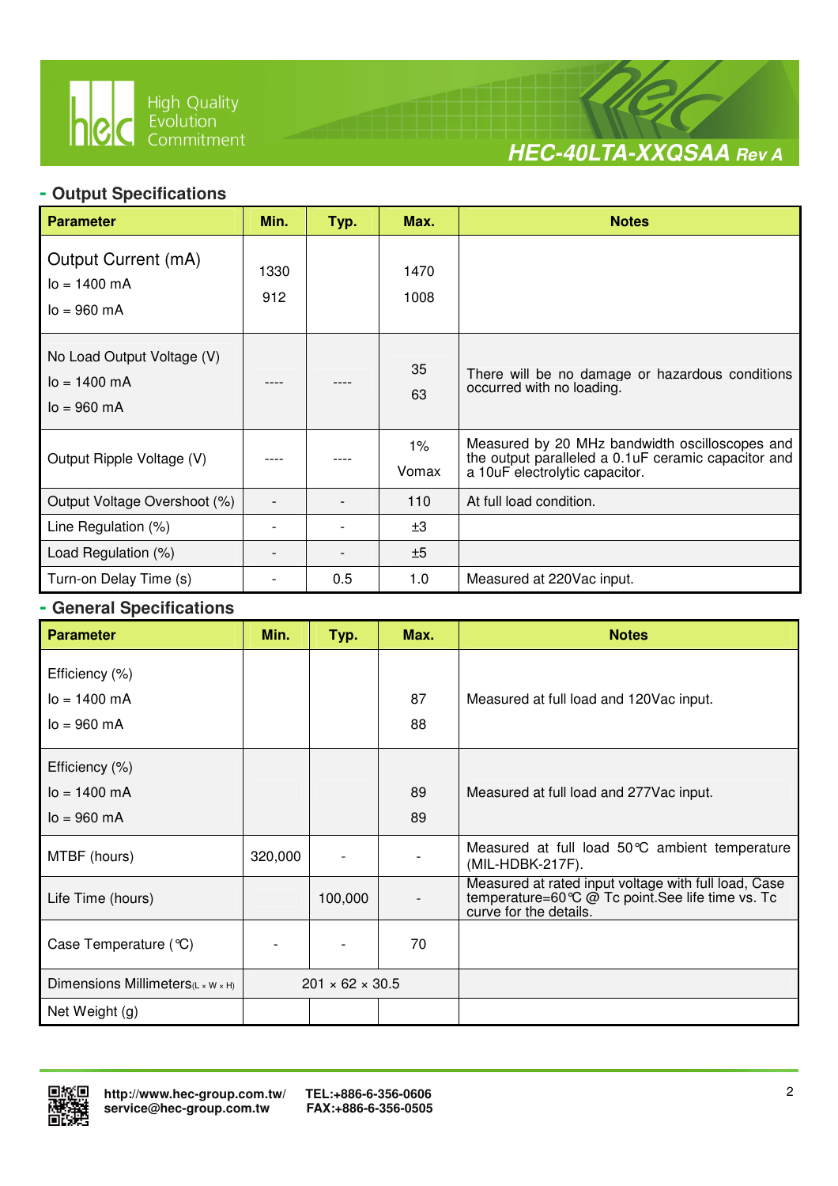## - Output Specifications

| Parameter | Min. | Typ. | Max. | Notes |
|---|---|---|---|---|
| Output Current (mA)<br>Io = 1400 mA<br>Io = 960 mA | 1330<br>912 | | 1470<br>1008 | |
| No Load Output Voltage (V)<br>Io = 1400 mA<br>Io = 960 mA | ---- | ---- | 35<br>63 | There will be no damage or hazardous conditions occurred with no loading. |
| Output Ripple Voltage (V) | ---- | ---- | 1%<br>Vomax | Measured by 20 MHz bandwidth oscilloscopes and the output paralleled a 0.1uF ceramic capacitor and a 10uF electrolytic capacitor. |
| Output Voltage Overshoot (%) | - | - | 110 | At full load condition. |
| Line Regulation (%) | - | - | ±3 | |
| Load Regulation (%) | - | - | ±5 | |
| Turn-on Delay Time (s) | - | 0.5 | 1.0 | Measured at 220Vac input. |

## - General Specifications

| Parameter | Min. | Typ. | Max. | Notes |
|---|---|---|---|---|
| Efficiency (%)<br>Io = 1400 mA<br>Io = 960 mA | | | 87<br>88 | Measured at full load and 120Vac input. |
| Efficiency (%)<br>Io = 1400 mA<br>Io = 960 mA | | | 89<br>89 | Measured at full load and 277Vac input. |
| MTBF (hours) | 320,000 | - | - | Measured at full load 50℃ ambient temperature (MIL-HDBK-217F). |
| Life Time (hours) | | 100,000 | - | Measured at rated input voltage with full load, Case temperature=60℃ @ Tc point.See life time vs. Tc curve for the details. |
| Case Temperature (℃) | - | - | 70 | |
| Dimensions Millimeters(L × W × H) | 201 × 62 × 30.5 | | | |
| Net Weight (g) | | | | |

http://www.hec-group.com.tw/ TEL:+886-6-356-0606
service@hec-group.com.tw FAX:+886-6-356-0505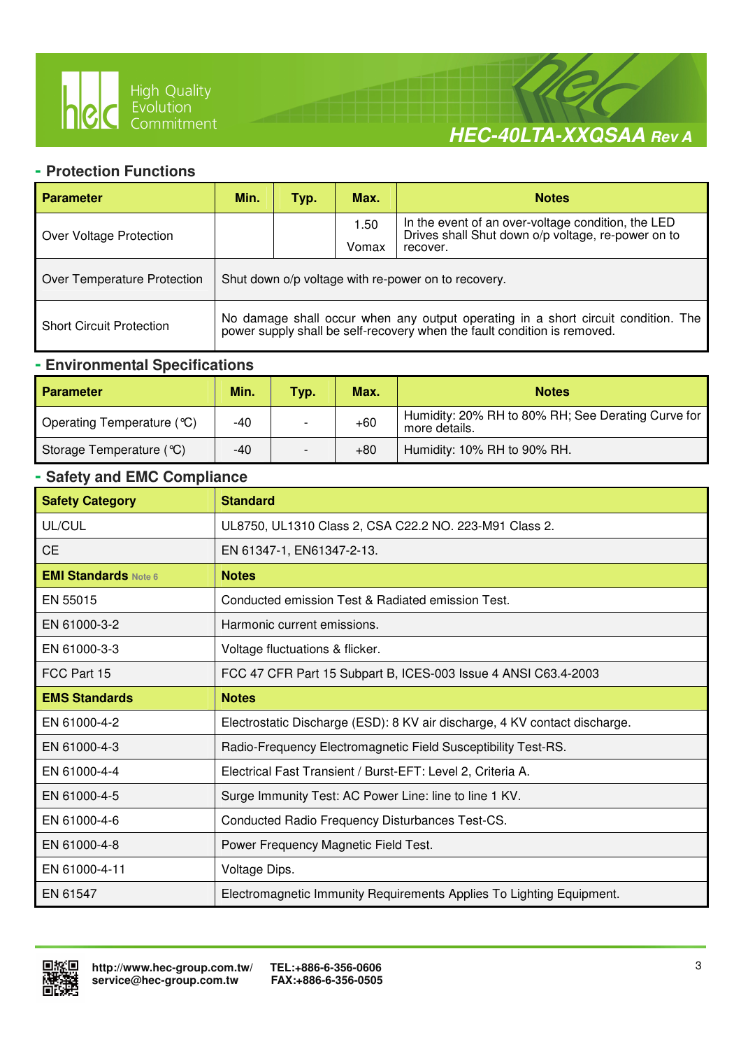## - Protection Functions

| Parameter | Min. | Typ. | Max. | Notes |
|---|---|---|---|---|
| Over Voltage Protection | | | 1.50 Vomax | In the event of an over-voltage condition, the LED Drives shall Shut down o/p voltage, re-power on to recover. |
| Over Temperature Protection | Shut down o/p voltage with re-power on to recovery. | | | |
| Short Circuit Protection | No damage shall occur when any output operating in a short circuit condition. The power supply shall be self-recovery when the fault condition is removed. | | | |

## - Environmental Specifications

| Parameter | Min. | Typ. | Max. | Notes |
|---|---|---|---|---|
| Operating Temperature (℃) | -40 | - | +60 | Humidity: 20% RH to 80% RH; See Derating Curve for more details. |
| Storage Temperature (℃) | -40 | - | +80 | Humidity: 10% RH to 90% RH. |

## - Safety and EMC Compliance

| Safety Category | Standard |
|---|---|
| UL/CUL | UL8750, UL1310 Class 2, CSA C22.2 NO. 223-M91 Class 2. |
| CE | EN 61347-1, EN61347-2-13. |
| **EMI Standards** Note 6 | **Notes** |
| EN 55015 | Conducted emission Test & Radiated emission Test. |
| EN 61000-3-2 | Harmonic current emissions. |
| EN 61000-3-3 | Voltage fluctuations & flicker. |
| FCC Part 15 | FCC 47 CFR Part 15 Subpart B, ICES-003 Issue 4 ANSI C63.4-2003 |
| **EMS Standards** | **Notes** |
| EN 61000-4-2 | Electrostatic Discharge (ESD): 8 KV air discharge, 4 KV contact discharge. |
| EN 61000-4-3 | Radio-Frequency Electromagnetic Field Susceptibility Test-RS. |
| EN 61000-4-4 | Electrical Fast Transient / Burst-EFT: Level 2, Criteria A. |
| EN 61000-4-5 | Surge Immunity Test: AC Power Line: line to line 1 KV. |
| EN 61000-4-6 | Conducted Radio Frequency Disturbances Test-CS. |
| EN 61000-4-8 | Power Frequency Magnetic Field Test. |
| EN 61000-4-11 | Voltage Dips. |
| EN 61547 | Electromagnetic Immunity Requirements Applies To Lighting Equipment. |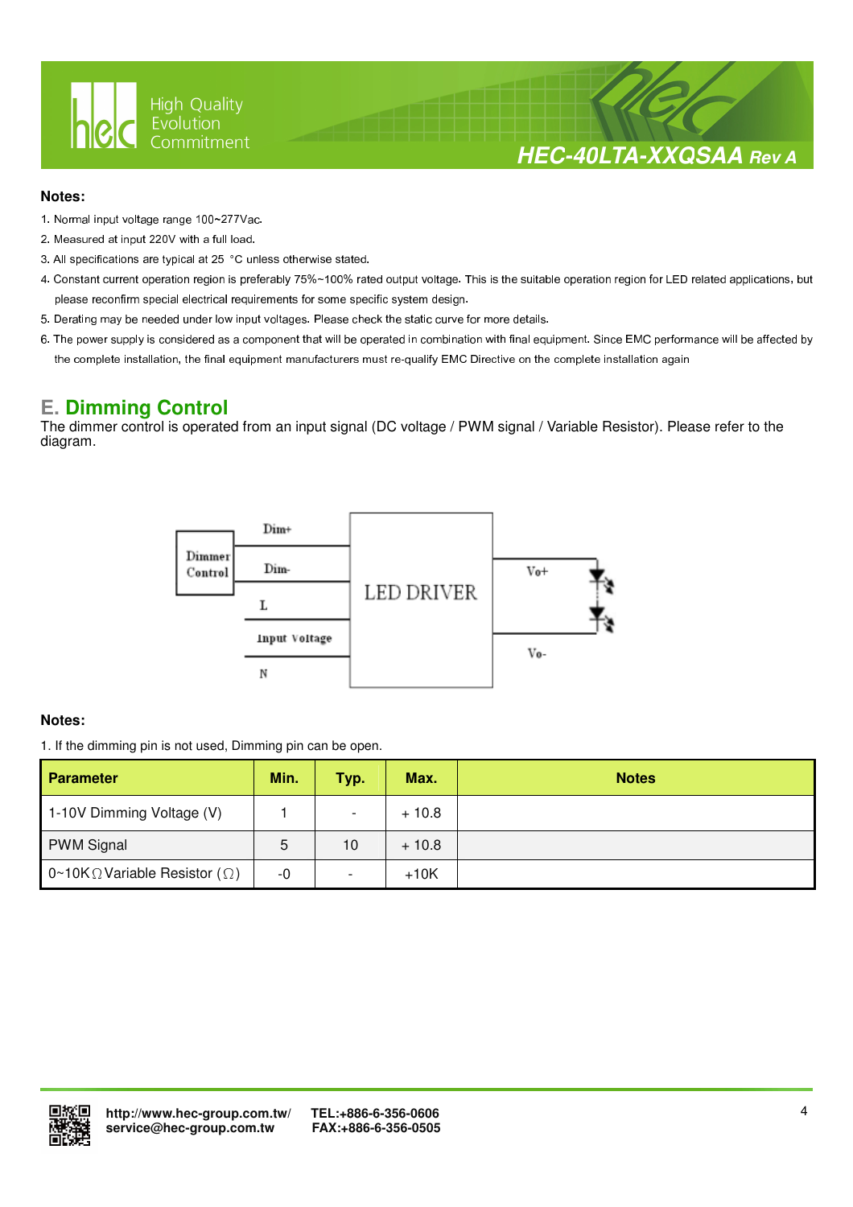**Notes:**

1. Normal input voltage range 100~277Vac.
2. Measured at input 220V with a full load.
3. All specifications are typical at 25 °C unless otherwise stated.
4. Constant current operation region is preferably 75%~100% rated output voltage. This is the suitable operation region for LED related applications, but please reconfirm special electrical requirements for some specific system design.
5. Derating may be needed under low input voltages. Please check the static curve for more details.
6. The power supply is considered as a component that will be operated in combination with final equipment. Since EMC performance will be affected by the complete installation, the final equipment manufacturers must re-qualify EMC Directive on the complete installation again

## E. Dimming Control

The dimmer control is operated from an input signal (DC voltage / PWM signal / Variable Resistor). Please refer to the diagram.

Dimmer Control | Dim+ | Dim- | L | Input Voltage | N | LED DRIVER | Vo+ | Vo-

**Notes:**

1. If the dimming pin is not used, Dimming pin can be open.

| Parameter | Min. | Typ. | Max. | Notes |
|---|---|---|---|---|
| 1-10V Dimming Voltage (V) | 1 | - | + 10.8 | |
| PWM Signal | 5 | 10 | + 10.8 | |
| 0~10KΩ Variable Resistor (Ω) | -0 | - | +10K | |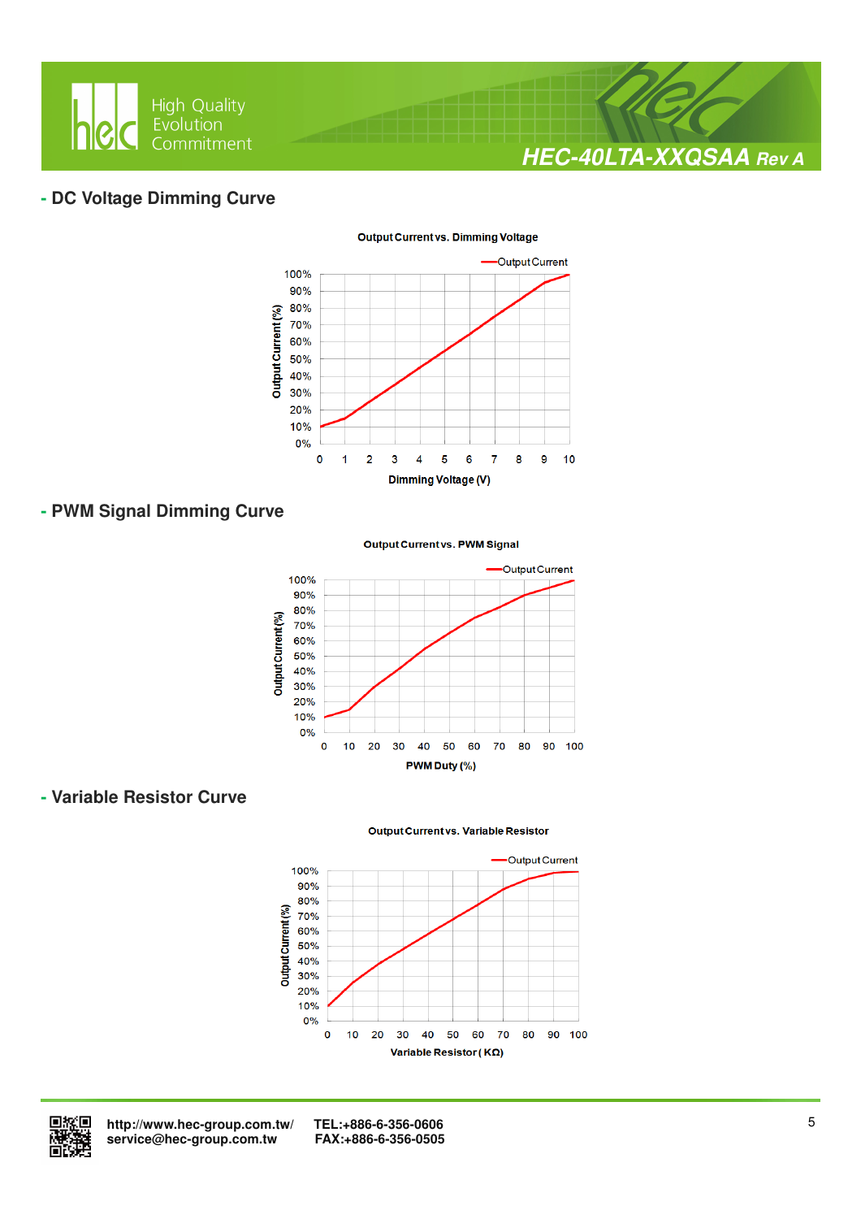## - DC Voltage Dimming Curve

Output Current vs. Dimming Voltage

Output Current

Output Current (%)

100%
90%
80%
70%
60%
50%
40%
30%
20%
10%
0%

0 1 2 3 4 5 6 7 8 9 10

Dimming Voltage (V)

## - PWM Signal Dimming Curve

Output Current vs. PWM Signal

Output Current

Output Current (%)

100%
90%
80%
70%
60%
50%
40%
30%
20%
10%
0%

0 10 20 30 40 50 60 70 80 90 100

PWM Duty (%)

## - Variable Resistor Curve

Output Current vs. Variable Resistor

Output Current

Output Current (%)

100%
90%
80%
70%
60%
50%
40%
30%
20%
10%
0%

0 10 20 30 40 50 60 70 80 90 100

Variable Resistor ( KΩ)

http://www.hec-group.com.tw/
service@hec-group.com.tw

TEL:+886-6-356-0606
FAX:+886-6-356-0505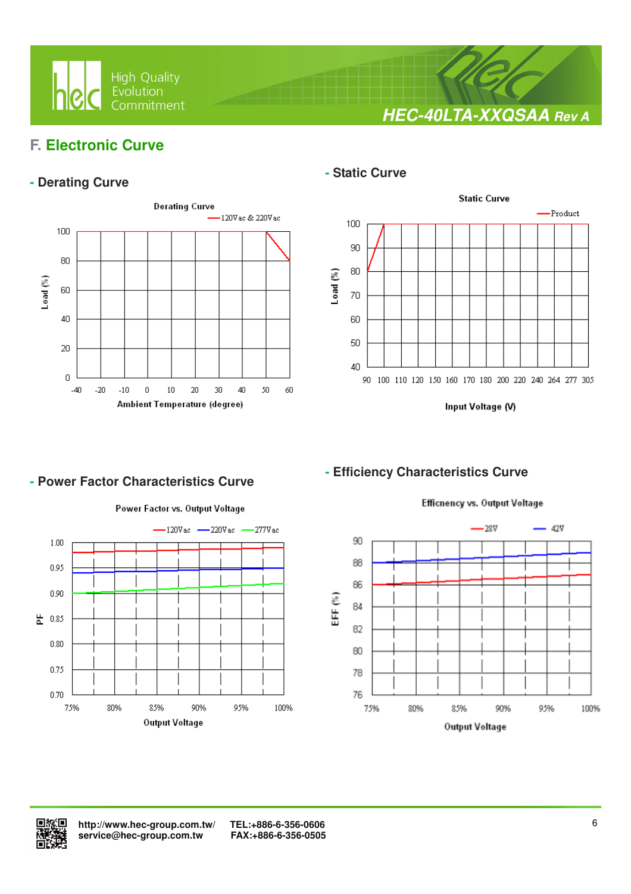## F. Electronic Curve

### - Derating Curve

Derating Curve

120Vac & 220Vac

Load (%)

Ambient Temperature (degree)

### - Static Curve

Static Curve

Product

Load (%)

Input Voltage (V)

### - Power Factor Characteristics Curve

Power Factor vs. Output Voltage

120Vac 220Vac 277Vac

PF

Output Voltage

### - Efficiency Characteristics Curve

Efficnency vs. Output Voltage

28V 42V

EFF (%)

Output Voltage

http://www.hec-group.com.tw/ TEL:+886-6-356-0606
service@hec-group.com.tw FAX:+886-6-356-0505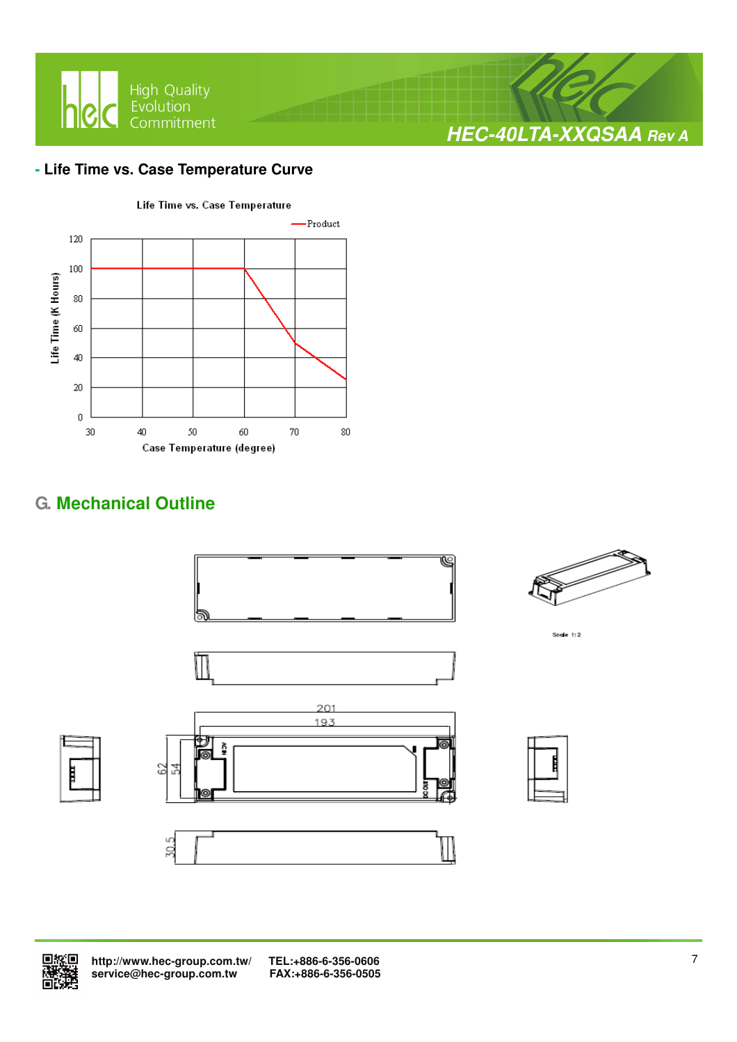## - Life Time vs. Case Temperature Curve

Life Time vs. Case Temperature

Product

Life Time (K Hours)

120
100
80
60
40
20
0

30 40 50 60 70 80

Case Temperature (degree)

## G. Mechanical Outline

Scale 1:2

201

193

62

54

30.5

AC IN

DC OUT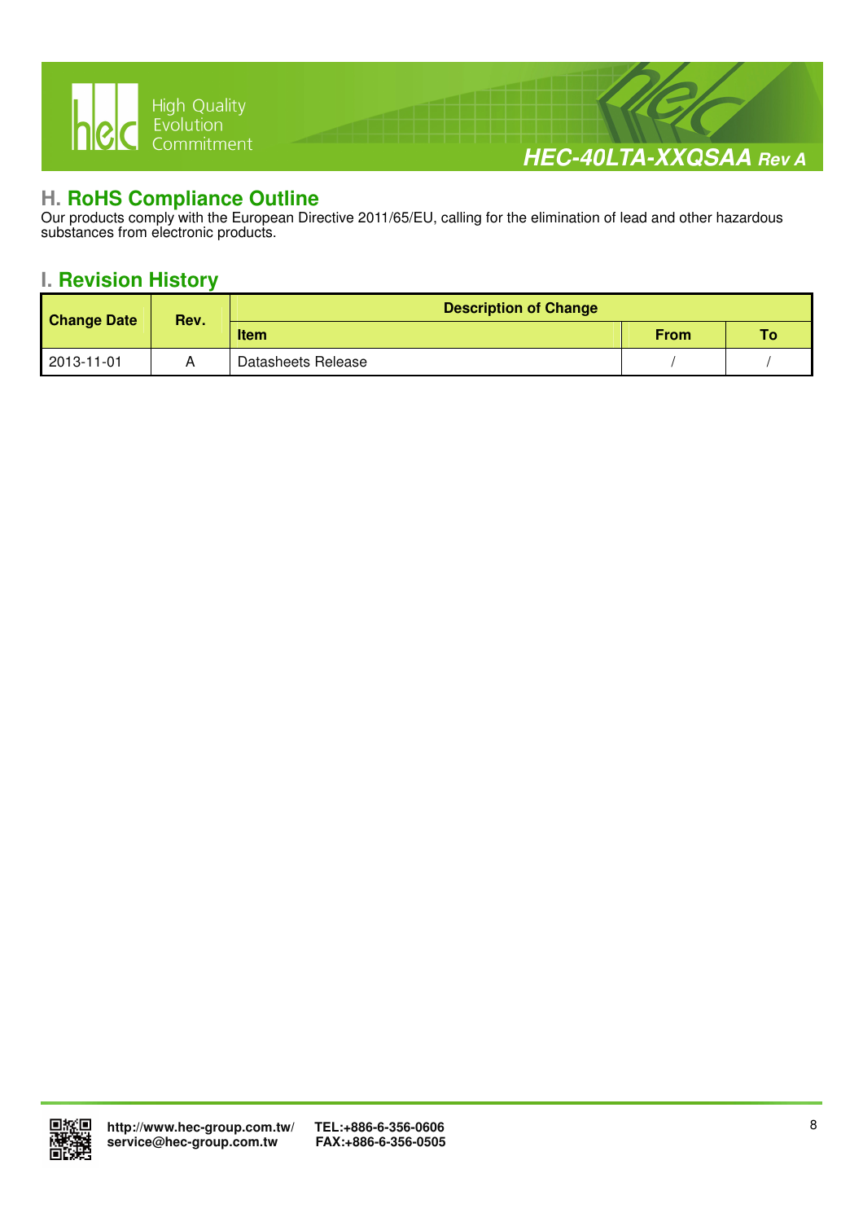## H. RoHS Compliance Outline

Our products comply with the European Directive 2011/65/EU, calling for the elimination of lead and other hazardous substances from electronic products.

## I. Revision History

| Change Date | Rev. | Description of Change | | |
|---|---|---|---|---|
| | | Item | From | To |
| 2013-11-01 | A | Datasheets Release | / | / |